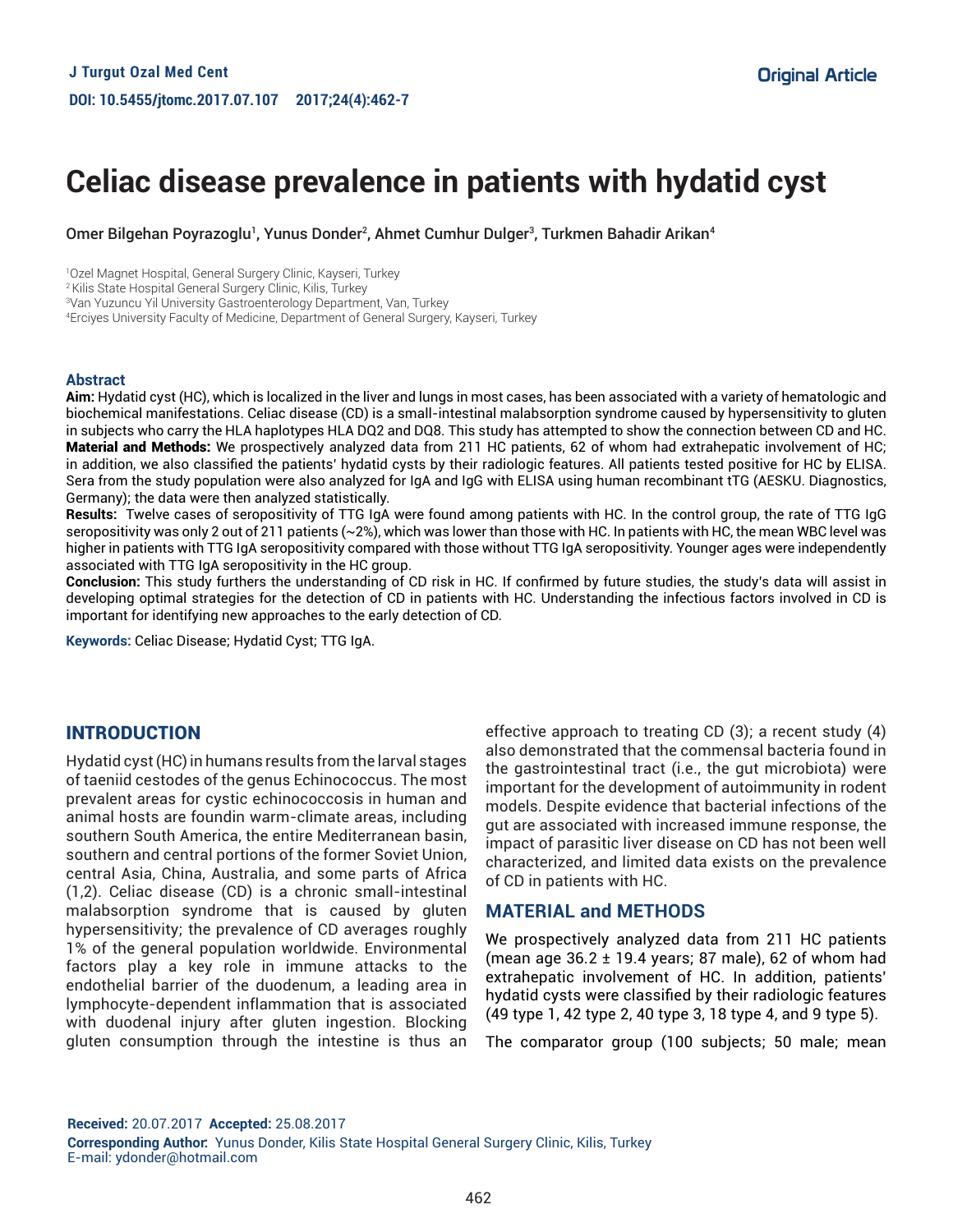Original Article

# Celiac disease prevalence in patients with hydatid cyst

Omer Bilgehan Poyrazoglu[1], Yunus Donder[2], Ahmet Cumhur Dulger[3], Turkmen Bahadir Arikan[4]

[1]Ozel Magnet Hospital, General Surgery Clinic, Kayseri, Turkey
[2]Kilis State Hospital General Surgery Clinic, Kilis, Turkey
[3]Van Yuzuncu Yil University Gastroenterology Department, Van, Turkey
[4]Erciyes University Faculty of Medicine, Department of General Surgery, Kayseri, Turkey

## Abstract

**Aim:** Hydatid cyst (HC), which is localized in the liver and lungs in most cases, has been associated with a variety of hematologic and biochemical manifestations. Celiac disease (CD) is a small-intestinal malabsorption syndrome caused by hypersensitivity to gluten in subjects who carry the HLA haplotypes HLA DQ2 and DQ8. This study has attempted to show the connection between CD and HC.

**Material and Methods:** We prospectively analyzed data from 211 HC patients, 62 of whom had extrahepatic involvement of HC; in addition, we also classified the patients' hydatid cysts by their radiologic features. All patients tested positive for HC by ELISA. Sera from the study population were also analyzed for IgA and IgG with ELISA using human recombinant tTG (AESKU. Diagnostics, Germany); the data were then analyzed statistically.

**Results:** Twelve cases of seropositivity of TTG IgA were found among patients with HC. In the control group, the rate of TTG IgG seropositivity was only 2 out of 211 patients (~2%), which was lower than those with HC. In patients with HC, the mean WBC level was higher in patients with TTG IgA seropositivity compared with those without TTG IgA seropositivity. Younger ages were independently associated with TTG IgA seropositivity in the HC group.

**Conclusion:** This study furthers the understanding of CD risk in HC. If confirmed by future studies, the study's data will assist in developing optimal strategies for the detection of CD in patients with HC. Understanding the infectious factors involved in CD is important for identifying new approaches to the early detection of CD.

**Keywords:** Celiac Disease; Hydatid Cyst; TTG IgA.

## INTRODUCTION

Hydatid cyst (HC) in humans results from the larval stages of taeniid cestodes of the genus Echinococcus. The most prevalent areas for cystic echinococcosis in human and animal hosts are foundin warm-climate areas, including southern South America, the entire Mediterranean basin, southern and central portions of the former Soviet Union, central Asia, China, Australia, and some parts of Africa (1,2). Celiac disease (CD) is a chronic small-intestinal malabsorption syndrome that is caused by gluten hypersensitivity; the prevalence of CD averages roughly 1% of the general population worldwide. Environmental factors play a key role in immune attacks to the endothelial barrier of the duodenum, a leading area in lymphocyte-dependent inflammation that is associated with duodenal injury after gluten ingestion. Blocking gluten consumption through the intestine is thus an effective approach to treating CD (3); a recent study (4) also demonstrated that the commensal bacteria found in the gastrointestinal tract (i.e., the gut microbiota) were important for the development of autoimmunity in rodent models. Despite evidence that bacterial infections of the gut are associated with increased immune response, the impact of parasitic liver disease on CD has not been well characterized, and limited data exists on the prevalence of CD in patients with HC.

## MATERIAL and METHODS

We prospectively analyzed data from 211 HC patients (mean age 36.2 ± 19.4 years; 87 male), 62 of whom had extrahepatic involvement of HC. In addition, patients' hydatid cysts were classified by their radiologic features (49 type 1, 42 type 2, 40 type 3, 18 type 4, and 9 type 5).

The comparator group (100 subjects; 50 male; mean

**Received:** 20.07.2017 **Accepted:** 25.08.2017
**Corresponding Author:** Yunus Donder, Kilis State Hospital General Surgery Clinic, Kilis, Turkey
E-mail: ydonder@hotmail.com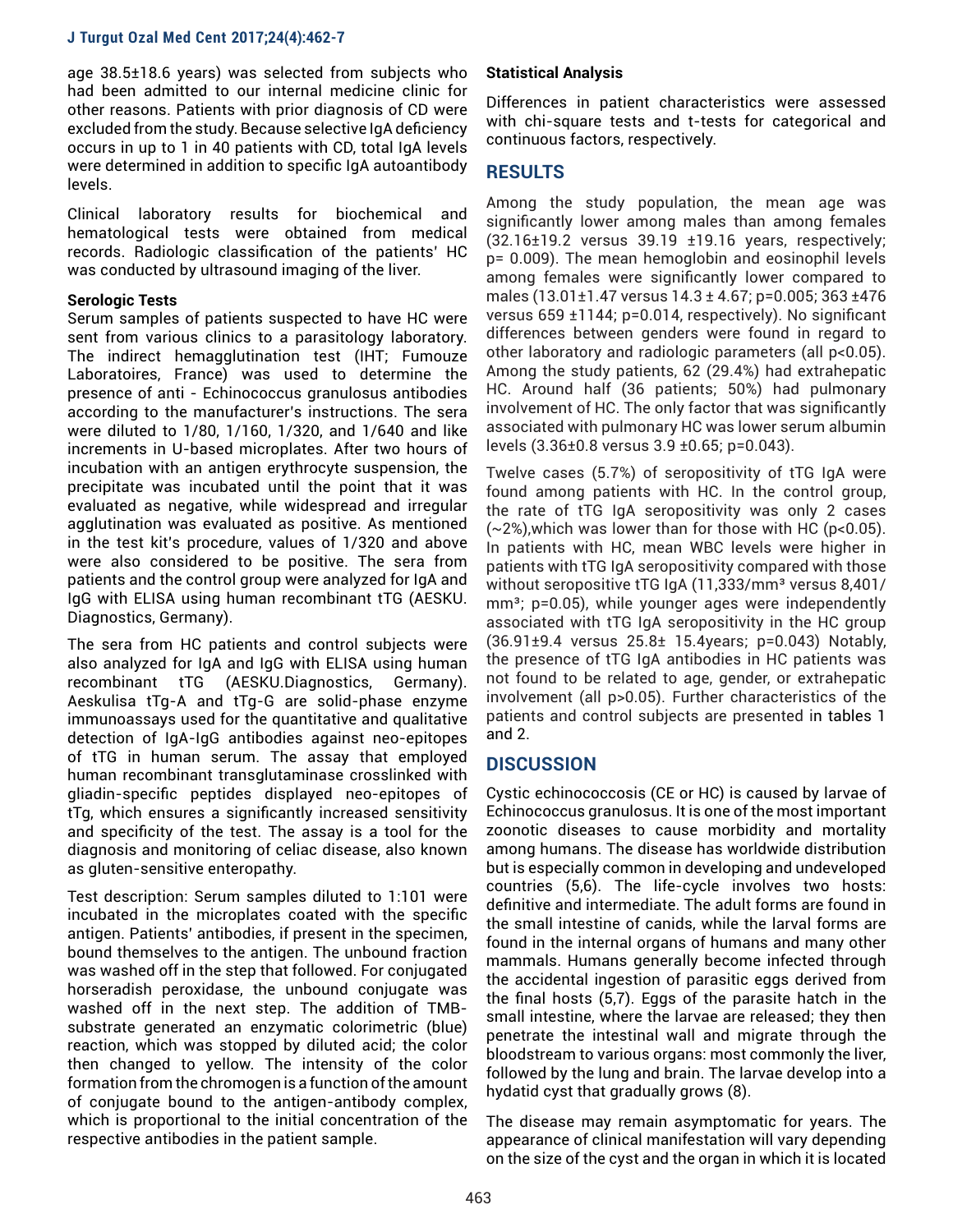age 38.5±18.6 years) was selected from subjects who had been admitted to our internal medicine clinic for other reasons. Patients with prior diagnosis of CD were excluded from the study. Because selective IgA deficiency occurs in up to 1 in 40 patients with CD, total IgA levels were determined in addition to specific IgA autoantibody levels.

Clinical laboratory results for biochemical and hematological tests were obtained from medical records. Radiologic classification of the patients' HC was conducted by ultrasound imaging of the liver.

**Serologic Tests**

Serum samples of patients suspected to have HC were sent from various clinics to a parasitology laboratory. The indirect hemagglutination test (IHT; Fumouze Laboratoires, France) was used to determine the presence of anti - Echinococcus granulosus antibodies according to the manufacturer's instructions. The sera were diluted to 1/80, 1/160, 1/320, and 1/640 and like increments in U-based microplates. After two hours of incubation with an antigen erythrocyte suspension, the precipitate was incubated until the point that it was evaluated as negative, while widespread and irregular agglutination was evaluated as positive. As mentioned in the test kit's procedure, values of 1/320 and above were also considered to be positive. The sera from patients and the control group were analyzed for IgA and IgG with ELISA using human recombinant tTG (AESKU. Diagnostics, Germany).

The sera from HC patients and control subjects were also analyzed for IgA and IgG with ELISA using human recombinant tTG (AESKU.Diagnostics, Germany). Aeskulisa tTg-A and tTg-G are solid-phase enzyme immunoassays used for the quantitative and qualitative detection of IgA-IgG antibodies against neo-epitopes of tTG in human serum. The assay that employed human recombinant transglutaminase crosslinked with gliadin-specific peptides displayed neo-epitopes of tTg, which ensures a significantly increased sensitivity and specificity of the test. The assay is a tool for the diagnosis and monitoring of celiac disease, also known as gluten-sensitive enteropathy.

Test description: Serum samples diluted to 1:101 were incubated in the microplates coated with the specific antigen. Patients' antibodies, if present in the specimen, bound themselves to the antigen. The unbound fraction was washed off in the step that followed. For conjugated horseradish peroxidase, the unbound conjugate was washed off in the next step. The addition of TMB-substrate generated an enzymatic colorimetric (blue) reaction, which was stopped by diluted acid; the color then changed to yellow. The intensity of the color formation from the chromogen is a function of the amount of conjugate bound to the antigen-antibody complex, which is proportional to the initial concentration of the respective antibodies in the patient sample.

**Statistical Analysis**

Differences in patient characteristics were assessed with chi-square tests and t-tests for categorical and continuous factors, respectively.

## RESULTS

Among the study population, the mean age was significantly lower among males than among females (32.16±19.2 versus 39.19 ±19.16 years, respectively; $p= 0.009$). The mean hemoglobin and eosinophil levels among females were significantly lower compared to males (13.01±1.47 versus 14.3 ± 4.67; $p=0.005$; 363 ±476 versus 659 ±1144; $p=0.014$, respectively). No significant differences between genders were found in regard to other laboratory and radiologic parameters (all $p<0.05$). Among the study patients, 62 (29.4%) had extrahepatic HC. Around half (36 patients; 50%) had pulmonary involvement of HC. The only factor that was significantly associated with pulmonary HC was lower serum albumin levels (3.36±0.8 versus 3.9 ±0.65; $p=0.043$).

Twelve cases (5.7%) of seropositivity of tTG IgA were found among patients with HC. In the control group, the rate of tTG IgA seropositivity was only 2 cases (~2%),which was lower than for those with HC ($p<0.05$). In patients with HC, mean WBC levels were higher in patients with tTG IgA seropositivity compared with those without seropositive tTG IgA (11,333/mm³ versus 8,401/mm³; $p=0.05$), while younger ages were independently associated with tTG IgA seropositivity in the HC group (36.91±9.4 versus 25.8± 15.4years; $p=0.043$) Notably, the presence of tTG IgA antibodies in HC patients was not found to be related to age, gender, or extrahepatic involvement (all $p>0.05$). Further characteristics of the patients and control subjects are presented in tables 1 and 2.

## DISCUSSION

Cystic echinococcosis (CE or HC) is caused by larvae of Echinococcus granulosus. It is one of the most important zoonotic diseases to cause morbidity and mortality among humans. The disease has worldwide distribution but is especially common in developing and undeveloped countries (5,6). The life-cycle involves two hosts: definitive and intermediate. The adult forms are found in the small intestine of canids, while the larval forms are found in the internal organs of humans and many other mammals. Humans generally become infected through the accidental ingestion of parasitic eggs derived from the final hosts (5,7). Eggs of the parasite hatch in the small intestine, where the larvae are released; they then penetrate the intestinal wall and migrate through the bloodstream to various organs: most commonly the liver, followed by the lung and brain. The larvae develop into a hydatid cyst that gradually grows (8).

The disease may remain asymptomatic for years. The appearance of clinical manifestation will vary depending on the size of the cyst and the organ in which it is located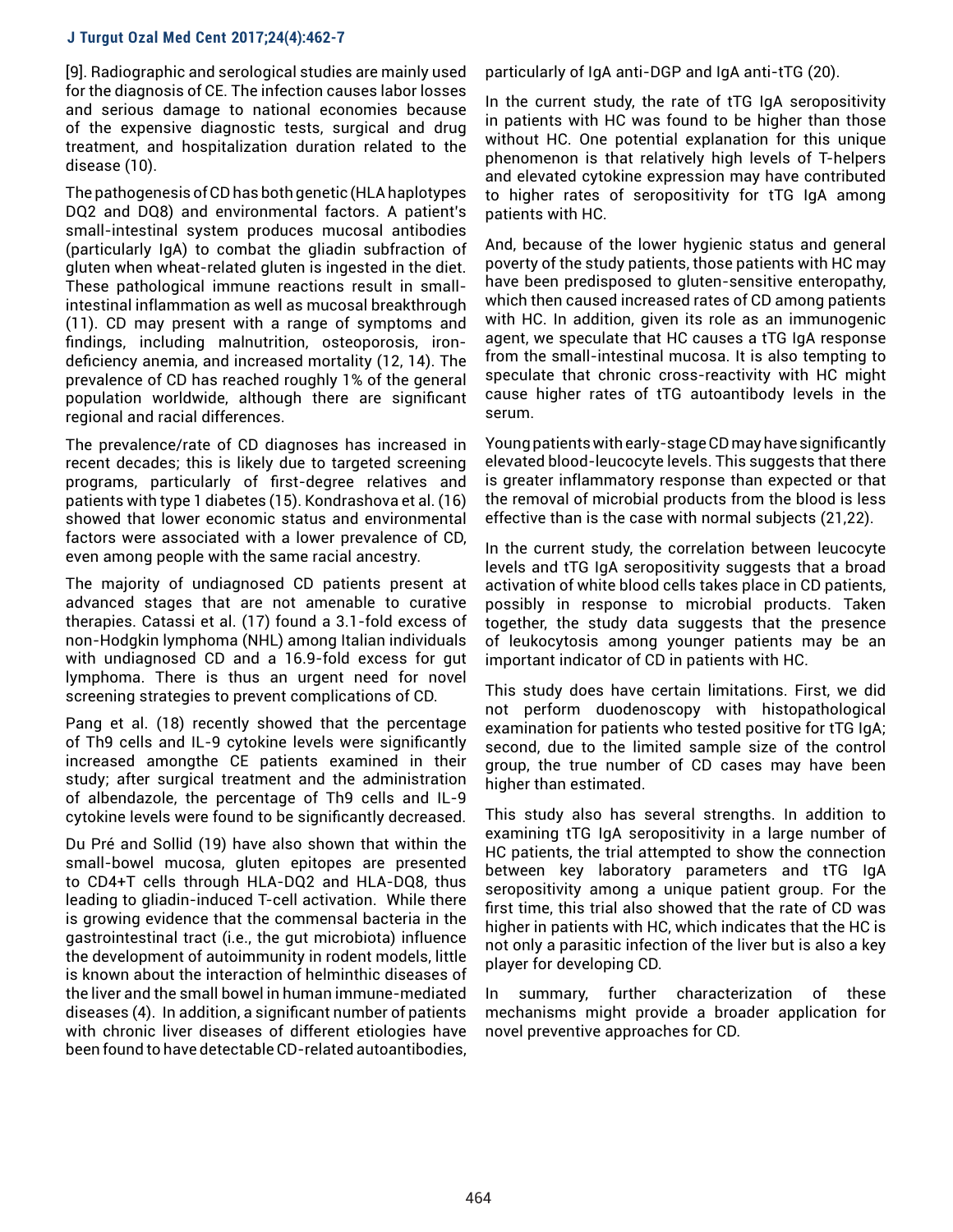[9]. Radiographic and serological studies are mainly used for the diagnosis of CE. The infection causes labor losses and serious damage to national economies because of the expensive diagnostic tests, surgical and drug treatment, and hospitalization duration related to the disease (10).

The pathogenesis of CD has both genetic (HLA haplotypes DQ2 and DQ8) and environmental factors. A patient's small-intestinal system produces mucosal antibodies (particularly IgA) to combat the gliadin subfraction of gluten when wheat-related gluten is ingested in the diet. These pathological immune reactions result in small-intestinal inflammation as well as mucosal breakthrough (11). CD may present with a range of symptoms and findings, including malnutrition, osteoporosis, iron-deficiency anemia, and increased mortality (12, 14). The prevalence of CD has reached roughly 1% of the general population worldwide, although there are significant regional and racial differences.

The prevalence/rate of CD diagnoses has increased in recent decades; this is likely due to targeted screening programs, particularly of first-degree relatives and patients with type 1 diabetes (15). Kondrashova et al. (16) showed that lower economic status and environmental factors were associated with a lower prevalence of CD, even among people with the same racial ancestry.

The majority of undiagnosed CD patients present at advanced stages that are not amenable to curative therapies. Catassi et al. (17) found a 3.1-fold excess of non-Hodgkin lymphoma (NHL) among Italian individuals with undiagnosed CD and a 16.9-fold excess for gut lymphoma. There is thus an urgent need for novel screening strategies to prevent complications of CD.

Pang et al. (18) recently showed that the percentage of Th9 cells and IL-9 cytokine levels were significantly increased amongthe CE patients examined in their study; after surgical treatment and the administration of albendazole, the percentage of Th9 cells and IL-9 cytokine levels were found to be significantly decreased.

Du Pré and Sollid (19) have also shown that within the small-bowel mucosa, gluten epitopes are presented to CD4+T cells through HLA-DQ2 and HLA-DQ8, thus leading to gliadin-induced T-cell activation. While there is growing evidence that the commensal bacteria in the gastrointestinal tract (i.e., the gut microbiota) influence the development of autoimmunity in rodent models, little is known about the interaction of helminthic diseases of the liver and the small bowel in human immune-mediated diseases (4). In addition, a significant number of patients with chronic liver diseases of different etiologies have been found to have detectable CD-related autoantibodies, particularly of IgA anti-DGP and IgA anti-tTG (20).

In the current study, the rate of tTG IgA seropositivity in patients with HC was found to be higher than those without HC. One potential explanation for this unique phenomenon is that relatively high levels of T-helpers and elevated cytokine expression may have contributed to higher rates of seropositivity for tTG IgA among patients with HC.

And, because of the lower hygienic status and general poverty of the study patients, those patients with HC may have been predisposed to gluten-sensitive enteropathy, which then caused increased rates of CD among patients with HC. In addition, given its role as an immunogenic agent, we speculate that HC causes a tTG IgA response from the small-intestinal mucosa. It is also tempting to speculate that chronic cross-reactivity with HC might cause higher rates of tTG autoantibody levels in the serum.

Young patients with early-stage CD may have significantly elevated blood-leucocyte levels. This suggests that there is greater inflammatory response than expected or that the removal of microbial products from the blood is less effective than is the case with normal subjects (21,22).

In the current study, the correlation between leucocyte levels and tTG IgA seropositivity suggests that a broad activation of white blood cells takes place in CD patients, possibly in response to microbial products. Taken together, the study data suggests that the presence of leukocytosis among younger patients may be an important indicator of CD in patients with HC.

This study does have certain limitations. First, we did not perform duodenoscopy with histopathological examination for patients who tested positive for tTG IgA; second, due to the limited sample size of the control group, the true number of CD cases may have been higher than estimated.

This study also has several strengths. In addition to examining tTG IgA seropositivity in a large number of HC patients, the trial attempted to show the connection between key laboratory parameters and tTG IgA seropositivity among a unique patient group. For the first time, this trial also showed that the rate of CD was higher in patients with HC, which indicates that the HC is not only a parasitic infection of the liver but is also a key player for developing CD.

In summary, further characterization of these mechanisms might provide a broader application for novel preventive approaches for CD.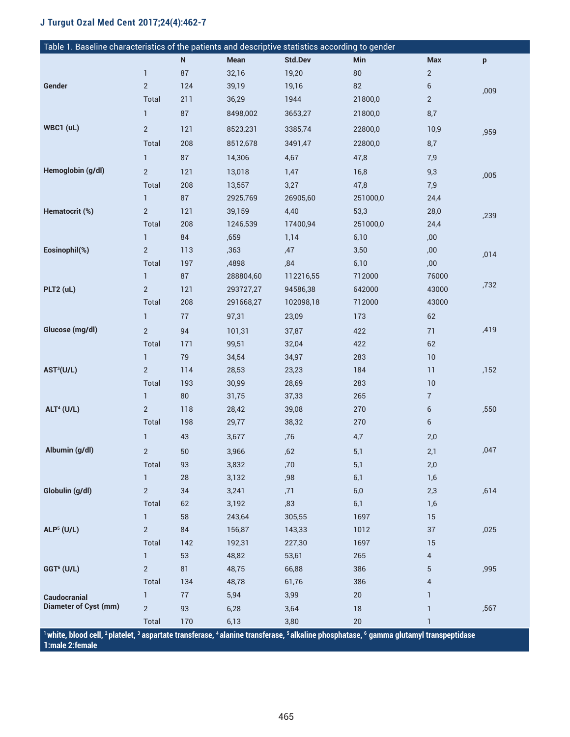Table 1. Baseline characteristics of the patients and descriptive statistics according to gender

| | | N | Mean | Std.Dev | Min | Max | p |
|---|---|---|---|---|---|---|---|
| Gender | 1 | 87 | 32,16 | 19,20 | 80 | 2 | ,009 |
| | 2 | 124 | 39,19 | 19,16 | 82 | 6 | |
| | Total | 211 | 36,29 | 1944 | 21800,0 | 2 | |
| WBC1 (uL) | 1 | 87 | 8498,002 | 3653,27 | 21800,0 | 8,7 | ,959 |
| | 2 | 121 | 8523,231 | 3385,74 | 22800,0 | 10,9 | |
| | Total | 208 | 8512,678 | 3491,47 | 22800,0 | 8,7 | |
| Hemoglobin (g/dl) | 1 | 87 | 14,306 | 4,67 | 47,8 | 7,9 | ,005 |
| | 2 | 121 | 13,018 | 1,47 | 16,8 | 9,3 | |
| | Total | 208 | 13,557 | 3,27 | 47,8 | 7,9 | |
| Hematocrit (%) | 1 | 87 | 2925,769 | 26905,60 | 251000,0 | 24,4 | ,239 |
| | 2 | 121 | 39,159 | 4,40 | 53,3 | 28,0 | |
| | Total | 208 | 1246,539 | 17400,94 | 251000,0 | 24,4 | |
| Eosinophil(%) | 1 | 84 | ,659 | 1,14 | 6,10 | ,00 | ,014 |
| | 2 | 113 | ,363 | ,47 | 3,50 | ,00 | |
| | Total | 197 | ,4898 | ,84 | 6,10 | ,00 | |
| PLT2 (uL) | 1 | 87 | 288804,60 | 112216,55 | 712000 | 76000 | ,732 |
| | 2 | 121 | 293727,27 | 94586,38 | 642000 | 43000 | |
| | Total | 208 | 291668,27 | 102098,18 | 712000 | 43000 | |
| Glucose (mg/dl) | 1 | 77 | 97,31 | 23,09 | 173 | 62 | ,419 |
| | 2 | 94 | 101,31 | 37,87 | 422 | 71 | |
| | Total | 171 | 99,51 | 32,04 | 422 | 62 | |
| AST3(U/L) | 1 | 79 | 34,54 | 34,97 | 283 | 10 | ,152 |
| | 2 | 114 | 28,53 | 23,23 | 184 | 11 | |
| | Total | 193 | 30,99 | 28,69 | 283 | 10 | |
| ALT4 (U/L) | 1 | 80 | 31,75 | 37,33 | 265 | 7 | ,550 |
| | 2 | 118 | 28,42 | 39,08 | 270 | 6 | |
| | Total | 198 | 29,77 | 38,32 | 270 | 6 | |
| Albumin (g/dl) | 1 | 43 | 3,677 | ,76 | 4,7 | 2,0 | ,047 |
| | 2 | 50 | 3,966 | ,62 | 5,1 | 2,1 | |
| | Total | 93 | 3,832 | ,70 | 5,1 | 2,0 | |
| Globulin (g/dl) | 1 | 28 | 3,132 | ,98 | 6,1 | 1,6 | ,614 |
| | 2 | 34 | 3,241 | ,71 | 6,0 | 2,3 | |
| | Total | 62 | 3,192 | ,83 | 6,1 | 1,6 | |
| ALP5 (U/L) | 1 | 58 | 243,64 | 305,55 | 1697 | 15 | ,025 |
| | 2 | 84 | 156,87 | 143,33 | 1012 | 37 | |
| | Total | 142 | 192,31 | 227,30 | 1697 | 15 | |
| GGT6 (U/L) | 1 | 53 | 48,82 | 53,61 | 265 | 4 | ,995 |
| | 2 | 81 | 48,75 | 66,88 | 386 | 5 | |
| | Total | 134 | 48,78 | 61,76 | 386 | 4 | |
| Caudocranial Diameter of Cyst (mm) | 1 | 77 | 5,94 | 3,99 | 20 | 1 | ,567 |
| | 2 | 93 | 6,28 | 3,64 | 18 | 1 | |
| | Total | 170 | 6,13 | 3,80 | 20 | 1 | |

[1] white, blood cell, [2] platelet, [3] aspartate transferase, [4] alanine transferase, [5] alkaline phosphatase, [6] gamma glutamyl transpeptidase
1:male 2:female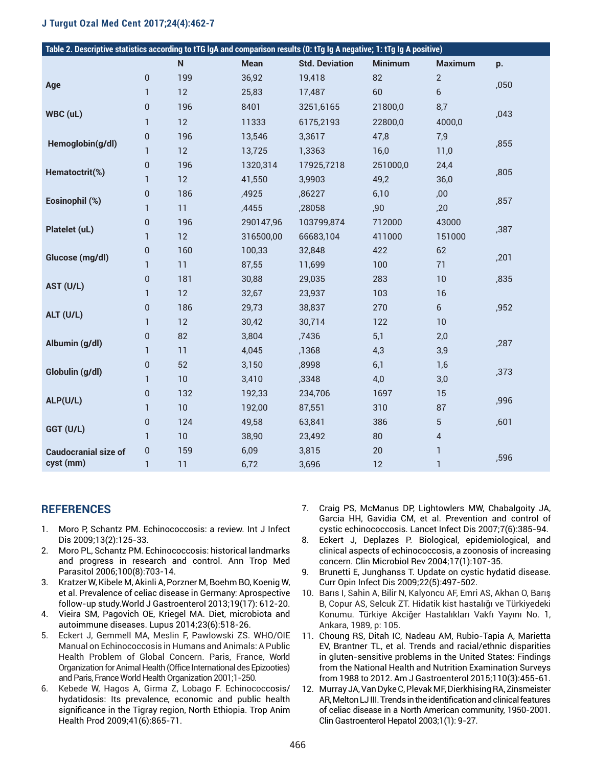**Table 2. Descriptive statistics according to tTG IgA and comparison results (0: tTg Ig A negative; 1: tTg Ig A positive)**

| | | N | Mean | Std. Deviation | Minimum | Maximum | p. |
|---|---|---|---|---|---|---|---|
| **Age** | 0 | 199 | 36,92 | 19,418 | 82 | 2 | ,050 |
| | 1 | 12 | 25,83 | 17,487 | 60 | 6 | |
| **WBC (uL)** | 0 | 196 | 8401 | 3251,6165 | 21800,0 | 8,7 | ,043 |
| | 1 | 12 | 11333 | 6175,2193 | 22800,0 | 4000,0 | |
| **Hemoglobin(g/dl)** | 0 | 196 | 13,546 | 3,3617 | 47,8 | 7,9 | ,855 |
| | 1 | 12 | 13,725 | 1,3363 | 16,0 | 11,0 | |
| **Hematoctrit(%)** | 0 | 196 | 1320,314 | 17925,7218 | 251000,0 | 24,4 | ,805 |
| | 1 | 12 | 41,550 | 3,9903 | 49,2 | 36,0 | |
| **Eosinophil (%)** | 0 | 186 | ,4925 | ,86227 | 6,10 | ,00 | ,857 |
| | 1 | 11 | ,4455 | ,28058 | ,90 | ,20 | |
| **Platelet (uL)** | 0 | 196 | 290147,96 | 103799,874 | 712000 | 43000 | ,387 |
| | 1 | 12 | 316500,00 | 66683,104 | 411000 | 151000 | |
| **Glucose (mg/dl)** | 0 | 160 | 100,33 | 32,848 | 422 | 62 | ,201 |
| | 1 | 11 | 87,55 | 11,699 | 100 | 71 | |
| **AST (U/L)** | 0 | 181 | 30,88 | 29,035 | 283 | 10 | ,835 |
| | 1 | 12 | 32,67 | 23,937 | 103 | 16 | |
| **ALT (U/L)** | 0 | 186 | 29,73 | 38,837 | 270 | 6 | ,952 |
| | 1 | 12 | 30,42 | 30,714 | 122 | 10 | |
| **Albumin (g/dl)** | 0 | 82 | 3,804 | ,7436 | 5,1 | 2,0 | ,287 |
| | 1 | 11 | 4,045 | ,1368 | 4,3 | 3,9 | |
| **Globulin (g/dl)** | 0 | 52 | 3,150 | ,8998 | 6,1 | 1,6 | ,373 |
| | 1 | 10 | 3,410 | ,3348 | 4,0 | 3,0 | |
| **ALP(U/L)** | 0 | 132 | 192,33 | 234,706 | 1697 | 15 | ,996 |
| | 1 | 10 | 192,00 | 87,551 | 310 | 87 | |
| **GGT (U/L)** | 0 | 124 | 49,58 | 63,841 | 386 | 5 | ,601 |
| | 1 | 10 | 38,90 | 23,492 | 80 | 4 | |
| **Caudocranial size of cyst (mm)** | 0 | 159 | 6,09 | 3,815 | 20 | 1 | ,596 |
| | 1 | 11 | 6,72 | 3,696 | 12 | 1 | |

## REFERENCES

1. Moro P, Schantz PM. Echinococcosis: a review. Int J Infect Dis 2009;13(2):125-33.
2. Moro PL, Schantz PM. Echinococcosis: historical landmarks and progress in research and control. Ann Trop Med Parasitol 2006;100(8):703-14.
3. Kratzer W, Kibele M, Akinli A, Porzner M, Boehm BO, Koenig W, et al. Prevalence of celiac disease in Germany: Aprospective follow-up study.World J Gastroenterol 2013;19(17): 612-20.
4. Vieira SM, Pagovich OE, Kriegel MA. Diet, microbiota and autoimmune diseases. Lupus 2014;23(6):518-26.
5. Eckert J, Gemmell MA, Meslin F, Pawlowski ZS. WHO/OIE Manual on Echinococcosis in Humans and Animals: A Public Health Problem of Global Concern. Paris, France, World Organization for Animal Health (Office International des Epizooties) and Paris, France World Health Organization 2001;1-250.
6. Kebede W, Hagos A, Girma Z, Lobago F. Echinococcosis/ hydatidosis: Its prevalence, economic and public health significance in the Tigray region, North Ethiopia. Trop Anim Health Prod 2009;41(6):865-71.
7. Craig PS, McManus DP, Lightowlers MW, Chabalgoity JA, Garcia HH, Gavidia CM, et al. Prevention and control of cystic echinococcosis. Lancet Infect Dis 2007;7(6):385-94.
8. Eckert J, Deplazes P. Biological, epidemiological, and clinical aspects of echinococcosis, a zoonosis of increasing concern. Clin Microbiol Rev 2004;17(1):107-35.
9. Brunetti E, Junghanss T. Update on cystic hydatid disease. Curr Opin Infect Dis 2009;22(5):497-502.
10. Barıs I, Sahin A, Bilir N, Kalyoncu AF, Emri AS, Akhan O, Barış B, Copur AS, Selcuk ZT. Hidatik kist hastalığı ve Türkiyedeki Konumu. Türkiye Akciğer Hastalıkları Vakfı Yayını No. 1, Ankara, 1989, p: 105.
11. Choung RS, Ditah IC, Nadeau AM, Rubio-Tapia A, Marietta EV, Brantner TL, et al. Trends and racial/ethnic disparities in gluten-sensitive problems in the United States: Findings from the National Health and Nutrition Examination Surveys from 1988 to 2012. Am J Gastroenterol 2015;110(3):455-61.
12. Murray JA, Van Dyke C, Plevak MF, Dierkhising RA, Zinsmeister AR, Melton LJ III. Trends in the identification and clinical features of celiac disease in a North American community, 1950-2001. Clin Gastroenterol Hepatol 2003;1(1): 9-27.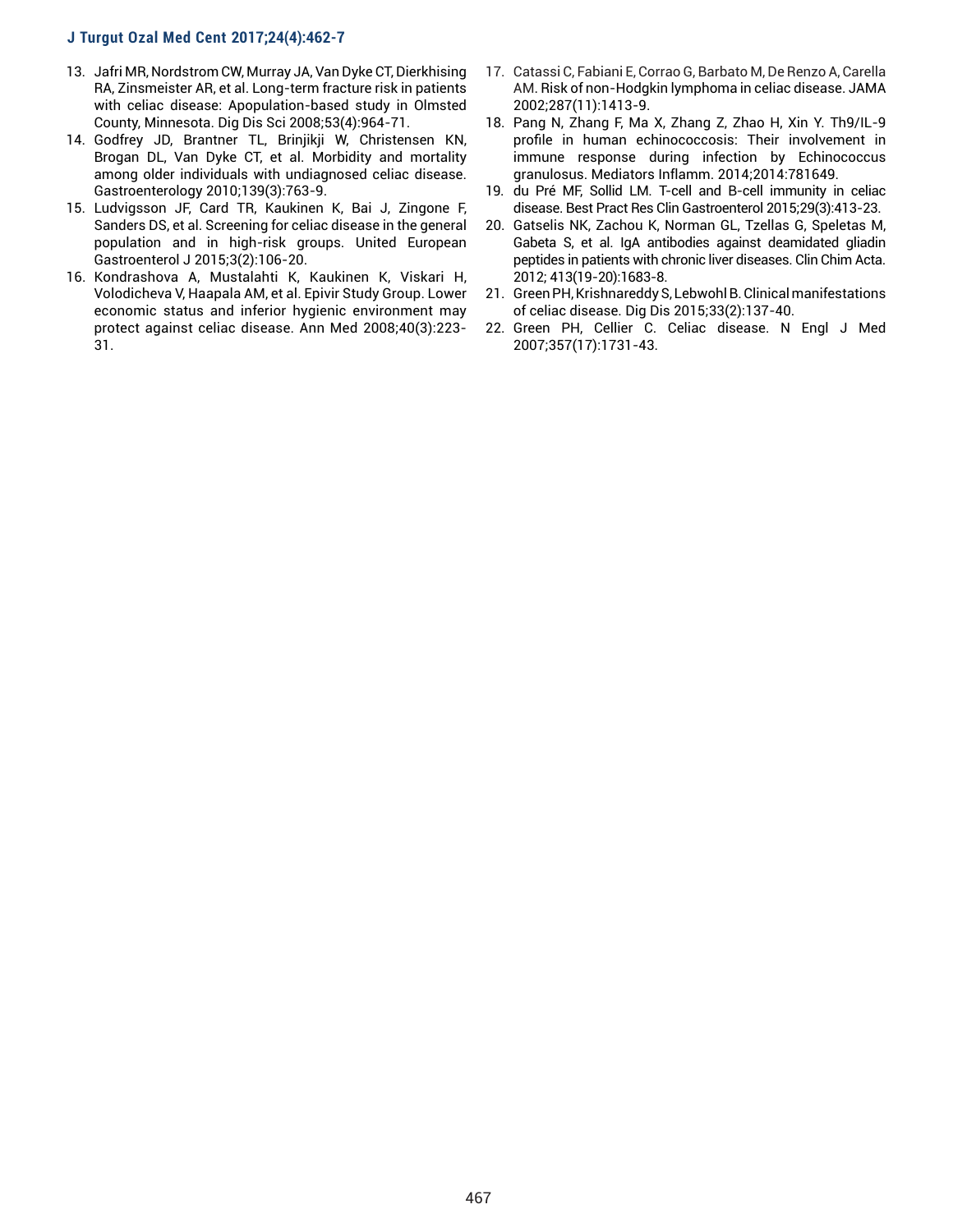13. Jafri MR, Nordstrom CW, Murray JA, Van Dyke CT, Dierkhising RA, Zinsmeister AR, et al. Long-term fracture risk in patients with celiac disease: Apopulation-based study in Olmsted County, Minnesota. Dig Dis Sci 2008;53(4):964-71.
14. Godfrey JD, Brantner TL, Brinjikji W, Christensen KN, Brogan DL, Van Dyke CT, et al. Morbidity and mortality among older individuals with undiagnosed celiac disease. Gastroenterology 2010;139(3):763-9.
15. Ludvigsson JF, Card TR, Kaukinen K, Bai J, Zingone F, Sanders DS, et al. Screening for celiac disease in the general population and in high-risk groups. United European Gastroenterol J 2015;3(2):106-20.
16. Kondrashova A, Mustalahti K, Kaukinen K, Viskari H, Volodicheva V, Haapala AM, et al. Epivir Study Group. Lower economic status and inferior hygienic environment may protect against celiac disease. Ann Med 2008;40(3):223-31.
17. Catassi C, Fabiani E, Corrao G, Barbato M, De Renzo A, Carella AM. Risk of non-Hodgkin lymphoma in celiac disease. JAMA 2002;287(11):1413-9.
18. Pang N, Zhang F, Ma X, Zhang Z, Zhao H, Xin Y. Th9/IL-9 profile in human echinococcosis: Their involvement in immune response during infection by Echinococcus granulosus. Mediators Inflamm. 2014;2014:781649.
19. du Pré MF, Sollid LM. T-cell and B-cell immunity in celiac disease. Best Pract Res Clin Gastroenterol 2015;29(3):413-23.
20. Gatselis NK, Zachou K, Norman GL, Tzellas G, Speletas M, Gabeta S, et al. IgA antibodies against deamidated gliadin peptides in patients with chronic liver diseases. Clin Chim Acta. 2012; 413(19-20):1683-8.
21. Green PH, Krishnareddy S, Lebwohl B. Clinical manifestations of celiac disease. Dig Dis 2015;33(2):137-40.
22. Green PH, Cellier C. Celiac disease. N Engl J Med 2007;357(17):1731-43.